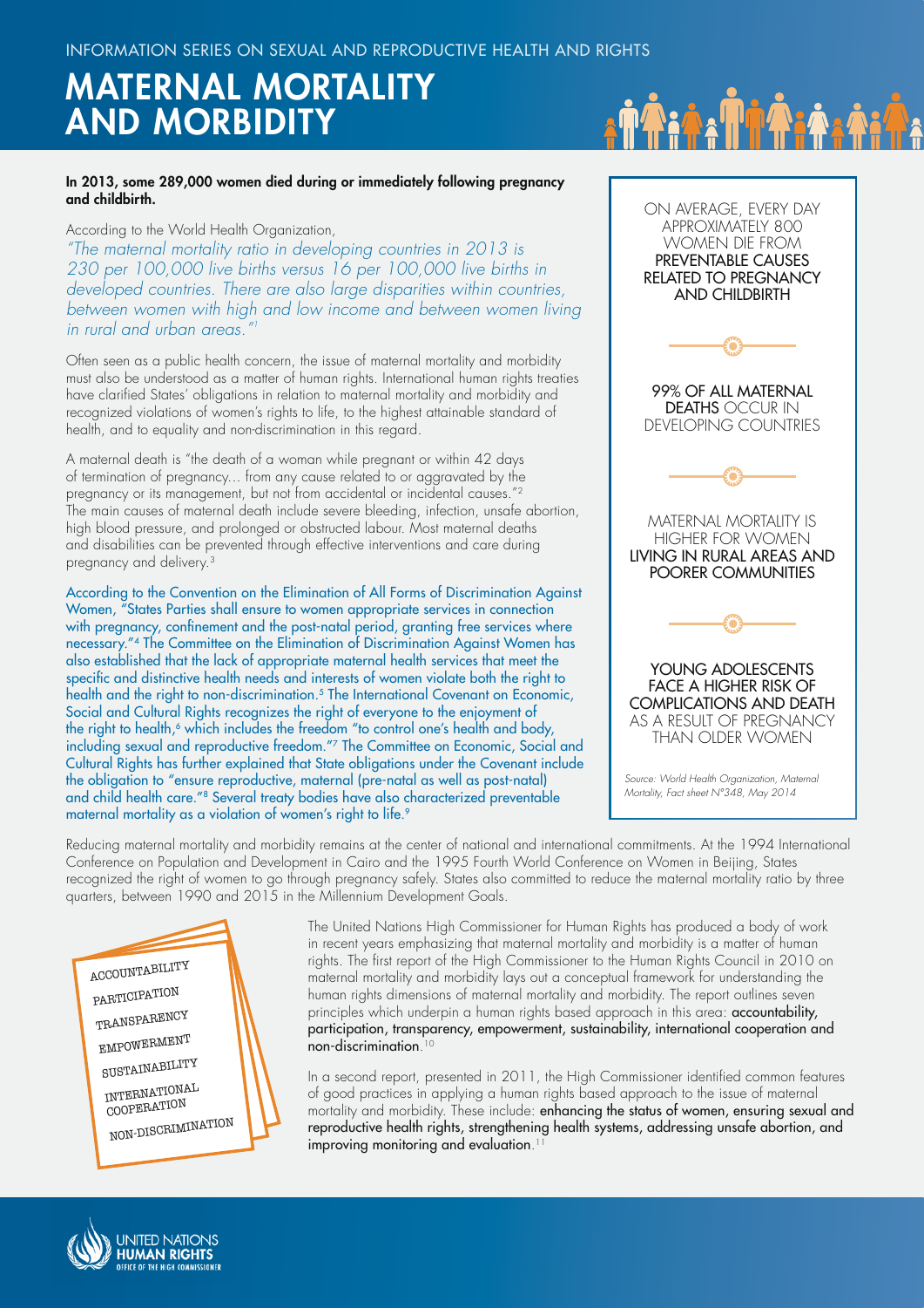INFORMATION SERIES ON SEXUAL AND REPRODUCTIVE HEALTH AND RIGHTS

# MATERNAL MORTALITY AND MORBIDITY

**In 2013, some 289,000 women died during or immediately following pregnancy and childbirth.**

According to the World Health Organization,

*"The maternal mortality ratio in developing countries in 2013 is 230 per 100,000 live births versus 16 per 100,000 live births in developed countries. There are also large disparities within countries, between women with high and low income and between women living in rural and urban areas."*[1]

Often seen as a public health concern, the issue of maternal mortality and morbidity must also be understood as a matter of human rights. International human rights treaties have clarified States' obligations in relation to maternal mortality and morbidity and recognized violations of women's rights to life, to the highest attainable standard of health, and to equality and non-discrimination in this regard.

A maternal death is "the death of a woman while pregnant or within 42 days of termination of pregnancy… from any cause related to or aggravated by the pregnancy or its management, but not from accidental or incidental causes."[2] The main causes of maternal death include severe bleeding, infection, unsafe abortion, high blood pressure, and prolonged or obstructed labour. Most maternal deaths and disabilities can be prevented through effective interventions and care during pregnancy and delivery.[3]

According to the Convention on the Elimination of All Forms of Discrimination Against Women, "States Parties shall ensure to women appropriate services in connection with pregnancy, confinement and the post-natal period, granting free services where necessary."[4] The Committee on the Elimination of Discrimination Against Women has also established that the lack of appropriate maternal health services that meet the specific and distinctive health needs and interests of women violate both the right to health and the right to non-discrimination.[5] The International Covenant on Economic, Social and Cultural Rights recognizes the right of everyone to the enjoyment of the right to health,[6] which includes the freedom "to control one's health and body, including sexual and reproductive freedom."[7] The Committee on Economic, Social and Cultural Rights has further explained that State obligations under the Covenant include the obligation to "ensure reproductive, maternal (pre-natal as well as post-natal) and child health care."[8] Several treaty bodies have also characterized preventable maternal mortality as a violation of women's right to life.[9]

ON AVERAGE, EVERY DAY APPROXIMATELY 800 WOMEN DIE FROM **PREVENTABLE CAUSES RELATED TO PREGNANCY AND CHILDBIRTH**

**99% OF ALL MATERNAL DEATHS** OCCUR IN DEVELOPING COUNTRIES

MATERNAL MORTALITY IS HIGHER FOR WOMEN **LIVING IN RURAL AREAS AND POORER COMMUNITIES**

**YOUNG ADOLESCENTS FACE A HIGHER RISK OF COMPLICATIONS AND DEATH** AS A RESULT OF PREGNANCY THAN OLDER WOMEN

*Source: World Health Organization, Maternal Mortality, Fact sheet N°348, May 2014*

Reducing maternal mortality and morbidity remains at the center of national and international commitments. At the 1994 International Conference on Population and Development in Cairo and the 1995 Fourth World Conference on Women in Beijing, States recognized the right of women to go through pregnancy safely. States also committed to reduce the maternal mortality ratio by three quarters, between 1990 and 2015 in the Millennium Development Goals.

- ACCOUNTABILITY
- PARTICIPATION
- TRANSPARENCY
- EMPOWERMENT
- SUSTAINABILITY
- INTERNATIONAL COOPERATION
- NON-DISCRIMINATION

The United Nations High Commissioner for Human Rights has produced a body of work in recent years emphasizing that maternal mortality and morbidity is a matter of human rights. The first report of the High Commissioner to the Human Rights Council in 2010 on maternal mortality and morbidity lays out a conceptual framework for understanding the human rights dimensions of maternal mortality and morbidity. The report outlines seven principles which underpin a human rights based approach in this area: **accountability, participation, transparency, empowerment, sustainability, international cooperation and non-discrimination**.[10]

In a second report, presented in 2011, the High Commissioner identified common features of good practices in applying a human rights based approach to the issue of maternal mortality and morbidity. These include: **enhancing the status of women, ensuring sexual and reproductive health rights, strengthening health systems, addressing unsafe abortion, and improving monitoring and evaluation**.[11]

UNITED NATIONS HUMAN RIGHTS OFFICE OF THE HIGH COMMISSIONER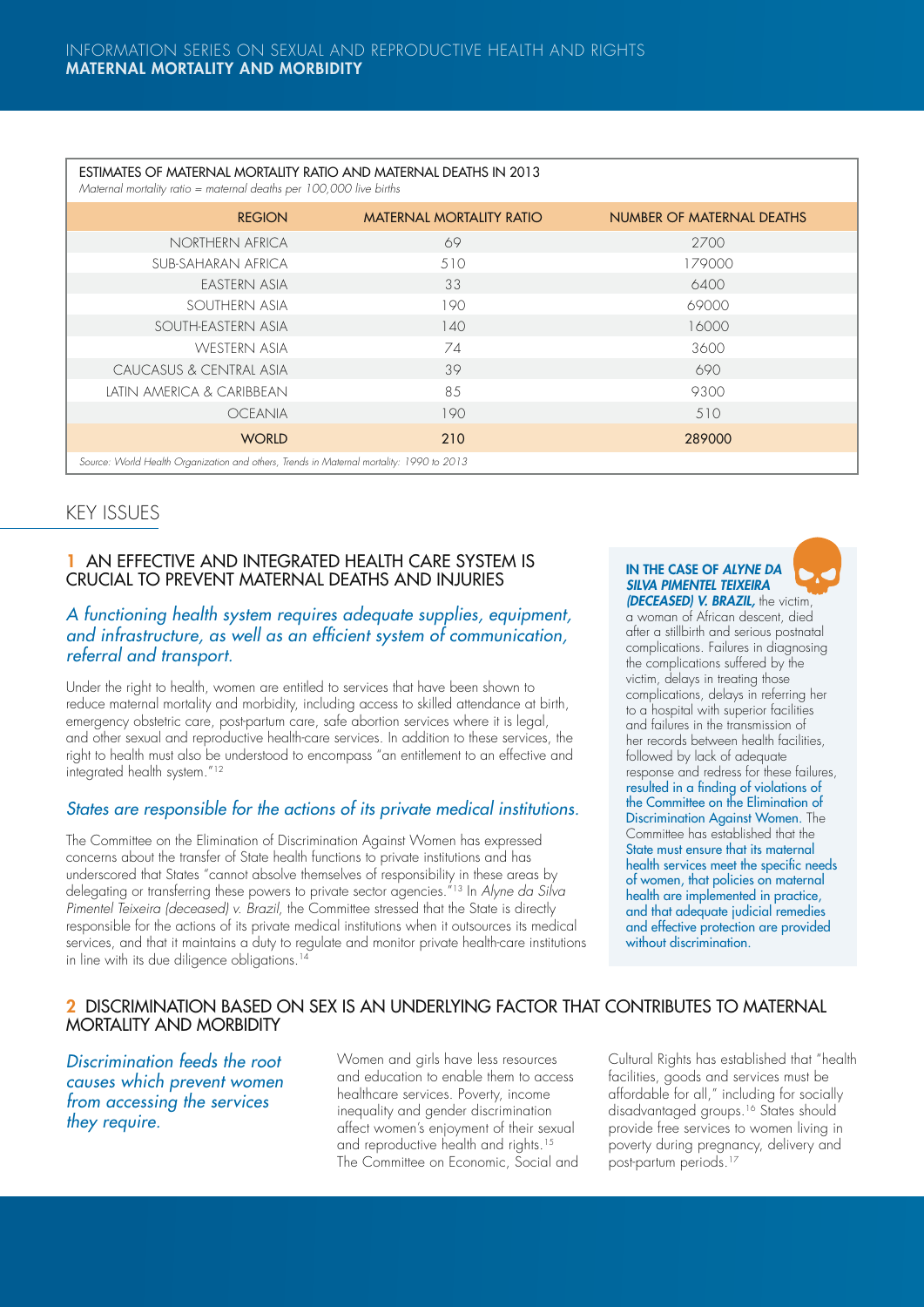ESTIMATES OF MATERNAL MORTALITY RATIO AND MATERNAL DEATHS IN 2013

*Maternal mortality ratio = maternal deaths per 100,000 live births*

| REGION | MATERNAL MORTALITY RATIO | NUMBER OF MATERNAL DEATHS |
|---|---|---|
| NORTHERN AFRICA | 69 | 2700 |
| SUB-SAHARAN AFRICA | 510 | 179000 |
| EASTERN ASIA | 33 | 6400 |
| SOUTHERN ASIA | 190 | 69000 |
| SOUTH-EASTERN ASIA | 140 | 16000 |
| WESTERN ASIA | 74 | 3600 |
| CAUCASUS & CENTRAL ASIA | 39 | 690 |
| LATIN AMERICA & CARIBBEAN | 85 | 9300 |
| OCEANIA | 190 | 510 |
| **WORLD** | **210** | **289000** |

*Source: World Health Organization and others, Trends in Maternal mortality: 1990 to 2013*

## KEY ISSUES

### 1 AN EFFECTIVE AND INTEGRATED HEALTH CARE SYSTEM IS CRUCIAL TO PREVENT MATERNAL DEATHS AND INJURIES

*A functioning health system requires adequate supplies, equipment, and infrastructure, as well as an efficient system of communication, referral and transport.*

Under the right to health, women are entitled to services that have been shown to reduce maternal mortality and morbidity, including access to skilled attendance at birth, emergency obstetric care, post-partum care, safe abortion services where it is legal, and other sexual and reproductive health-care services. In addition to these services, the right to health must also be understood to encompass "an entitlement to an effective and integrated health system."[12]

*States are responsible for the actions of its private medical institutions.*

The Committee on the Elimination of Discrimination Against Women has expressed concerns about the transfer of State health functions to private institutions and has underscored that States "cannot absolve themselves of responsibility in these areas by delegating or transferring these powers to private sector agencies."[13] In *Alyne da Silva Pimentel Teixeira (deceased) v. Brazil*, the Committee stressed that the State is directly responsible for the actions of its private medical institutions when it outsources its medical services, and that it maintains a duty to regulate and monitor private health-care institutions in line with its due diligence obligations.[14]

**IN THE CASE OF *ALYNE DA SILVA PIMENTEL TEIXEIRA (DECEASED) V. BRAZIL*,** the victim, a woman of African descent, died after a stillbirth and serious postnatal complications. Failures in diagnosing the complications suffered by the victim, delays in treating those complications, delays in referring her to a hospital with superior facilities and failures in the transmission of her records between health facilities, followed by lack of adequate response and redress for these failures, resulted in a finding of violations of the Committee on the Elimination of Discrimination Against Women. The Committee has established that the State must ensure that its maternal health services meet the specific needs of women, that policies on maternal health are implemented in practice, and that adequate judicial remedies and effective protection are provided without discrimination.

### 2 DISCRIMINATION BASED ON SEX IS AN UNDERLYING FACTOR THAT CONTRIBUTES TO MATERNAL MORTALITY AND MORBIDITY

*Discrimination feeds the root causes which prevent women from accessing the services they require.*

Women and girls have less resources and education to enable them to access healthcare services. Poverty, income inequality and gender discrimination affect women's enjoyment of their sexual and reproductive health and rights.[15] The Committee on Economic, Social and Cultural Rights has established that "health facilities, goods and services must be affordable for all," including for socially disadvantaged groups.[16] States should provide free services to women living in poverty during pregnancy, delivery and post-partum periods.[17]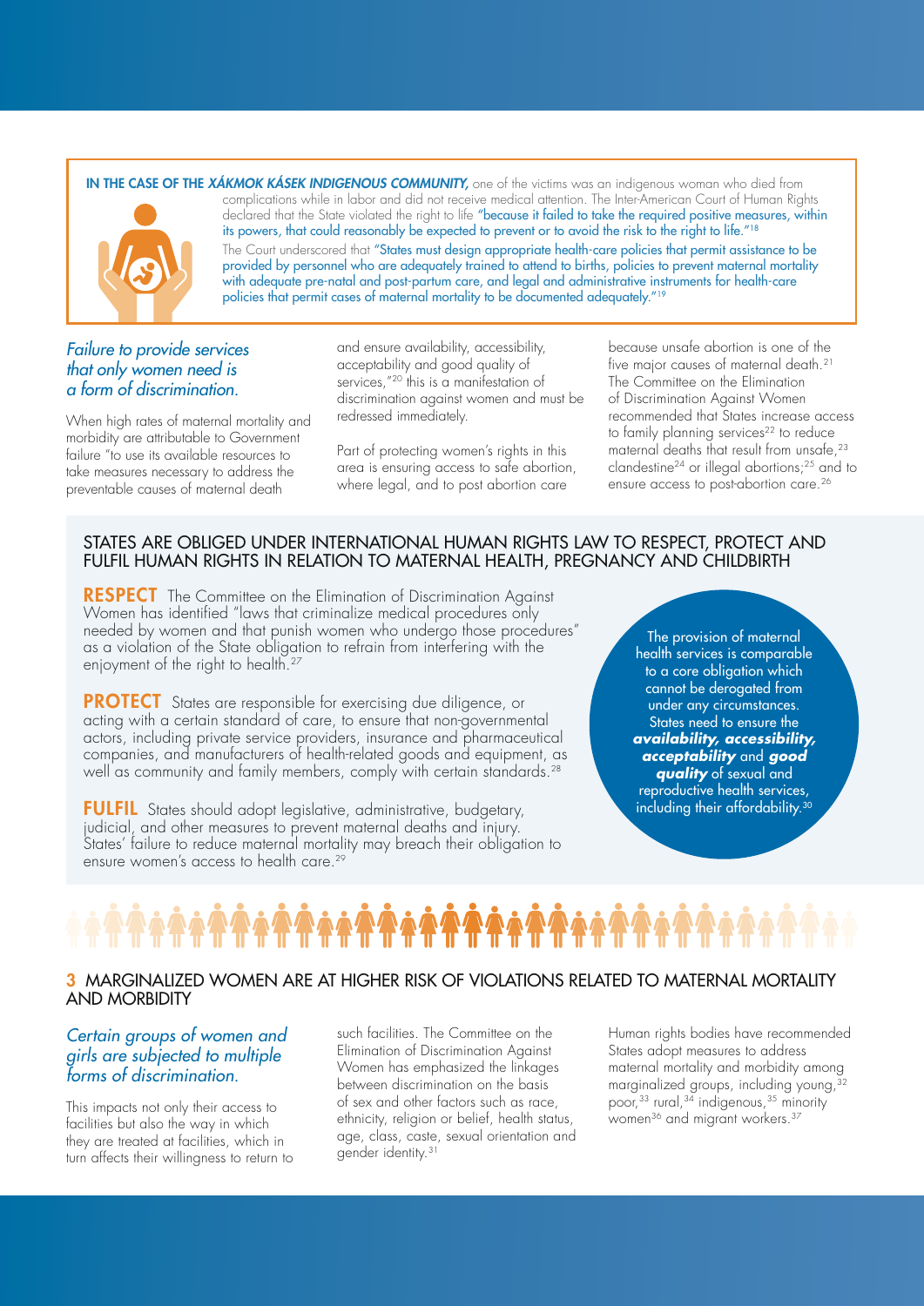**IN THE CASE OF THE *XÁKMOK KÁSEK INDIGENOUS COMMUNITY,*** one of the victims was an indigenous woman who died from complications while in labor and did not receive medical attention. The Inter-American Court of Human Rights declared that the State violated the right to life "because it failed to take the required positive measures, within its powers, that could reasonably be expected to prevent or to avoid the risk to the right to life."[18]

The Court underscored that "States must design appropriate health-care policies that permit assistance to be provided by personnel who are adequately trained to attend to births, policies to prevent maternal mortality with adequate pre-natal and post-partum care, and legal and administrative instruments for health-care policies that permit cases of maternal mortality to be documented adequately."[19]

*Failure to provide services that only women need is a form of discrimination.*

When high rates of maternal mortality and morbidity are attributable to Government failure "to use its available resources to take measures necessary to address the preventable causes of maternal death and ensure availability, accessibility, acceptability and good quality of services,"[20] this is a manifestation of discrimination against women and must be redressed immediately.

Part of protecting women's rights in this area is ensuring access to safe abortion, where legal, and to post abortion care because unsafe abortion is one of the five major causes of maternal death.[21] The Committee on the Elimination of Discrimination Against Women recommended that States increase access to family planning services[22] to reduce maternal deaths that result from unsafe,[23] clandestine[24] or illegal abortions;[25] and to ensure access to post-abortion care.[26]

## STATES ARE OBLIGED UNDER INTERNATIONAL HUMAN RIGHTS LAW TO RESPECT, PROTECT AND FULFIL HUMAN RIGHTS IN RELATION TO MATERNAL HEALTH, PREGNANCY AND CHILDBIRTH

**RESPECT** The Committee on the Elimination of Discrimination Against Women has identified "laws that criminalize medical procedures only needed by women and that punish women who undergo those procedures" as a violation of the State obligation to refrain from interfering with the enjoyment of the right to health.[27]

**PROTECT** States are responsible for exercising due diligence, or acting with a certain standard of care, to ensure that non-governmental actors, including private service providers, insurance and pharmaceutical companies, and manufacturers of health-related goods and equipment, as well as community and family members, comply with certain standards.[28]

**FULFIL** States should adopt legislative, administrative, budgetary, judicial, and other measures to prevent maternal deaths and injury. States' failure to reduce maternal mortality may breach their obligation to ensure women's access to health care.[29]

The provision of maternal health services is comparable to a core obligation which cannot be derogated from under any circumstances. States need to ensure the ***availability, accessibility, acceptability*** and ***good quality*** of sexual and reproductive health services, including their affordability.[30]

## 3 MARGINALIZED WOMEN ARE AT HIGHER RISK OF VIOLATIONS RELATED TO MATERNAL MORTALITY AND MORBIDITY

*Certain groups of women and girls are subjected to multiple forms of discrimination.*

This impacts not only their access to facilities but also the way in which they are treated at facilities, which in turn affects their willingness to return to such facilities. The Committee on the Elimination of Discrimination Against Women has emphasized the linkages between discrimination on the basis of sex and other factors such as race, ethnicity, religion or belief, health status, age, class, caste, sexual orientation and gender identity.[31]

Human rights bodies have recommended States adopt measures to address maternal mortality and morbidity among marginalized groups, including young,[32] poor,[33] rural,[34] indigenous,[35] minority women[36] and migrant workers.[37]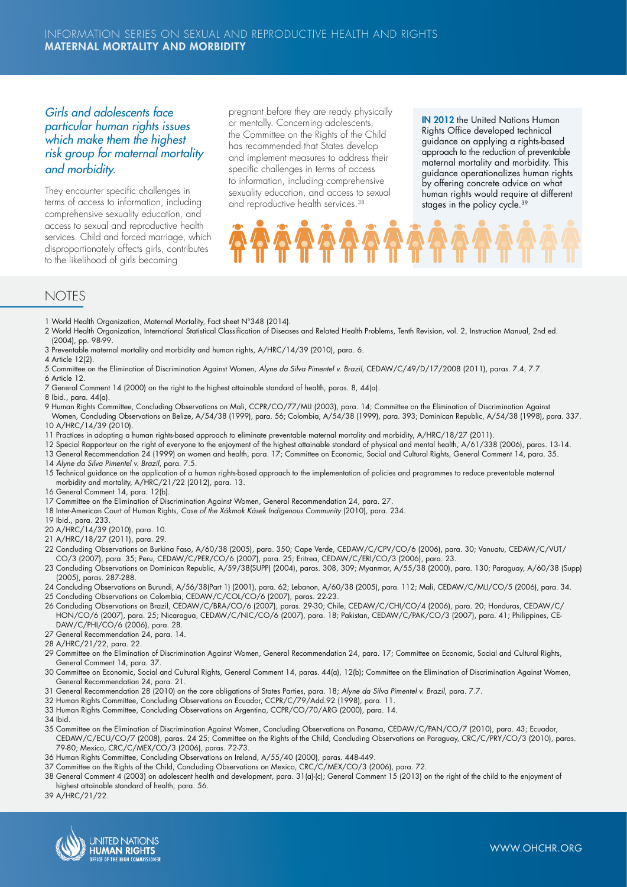*Girls and adolescents face particular human rights issues which make them the highest risk group for maternal mortality and morbidity.*

They encounter specific challenges in terms of access to information, including comprehensive sexuality education, and access to sexual and reproductive health services. Child and forced marriage, which disproportionately affects girls, contributes to the likelihood of girls becoming pregnant before they are ready physically or mentally. Concerning adolescents, the Committee on the Rights of the Child has recommended that States develop and implement measures to address their specific challenges in terms of access to information, including comprehensive sexuality education, and access to sexual and reproductive health services.[38]

**IN 2012** the United Nations Human Rights Office developed technical guidance on applying a rights-based approach to the reduction of preventable maternal mortality and morbidity. This guidance operationalizes human rights by offering concrete advice on what human rights would require at different stages in the policy cycle.[39]

## NOTES

1 World Health Organization, Maternal Mortality, Fact sheet N°348 (2014).
2 World Health Organization, International Statistical Classification of Diseases and Related Health Problems, Tenth Revision, vol. 2, Instruction Manual, 2nd ed. (2004), pp. 98-99.
3 Preventable maternal mortality and morbidity and human rights, A/HRC/14/39 (2010), para. 6.
4 Article 12(2).
5 Committee on the Elimination of Discrimination Against Women, *Alyne da Silva Pimentel v. Brazil*, CEDAW/C/49/D/17/2008 (2011), paras. 7.4, 7.7.
6 Article 12.
7 General Comment 14 (2000) on the right to the highest attainable standard of health, paras. 8, 44(a).
8 Ibid., para. 44(a).
9 Human Rights Committee, Concluding Observations on Mali, CCPR/CO/77/MLI (2003), para. 14; Committee on the Elimination of Discrimination Against Women, Concluding Observations on Belize, A/54/38 (1999), para. 56; Colombia, A/54/38 (1999), para. 393; Dominican Republic, A/54/38 (1998), para. 337.
10 A/HRC/14/39 (2010).
11 Practices in adopting a human rights-based approach to eliminate preventable maternal mortality and morbidity, A/HRC/18/27 (2011).
12 Special Rapporteur on the right of everyone to the enjoyment of the highest attainable standard of physical and mental health, A/61/338 (2006), paras. 13-14.
13 General Recommendation 24 (1999) on women and health, para. 17; Committee on Economic, Social and Cultural Rights, General Comment 14, para. 35.
14 *Alyne da Silva Pimentel v. Brazil*, para. 7.5.
15 Technical guidance on the application of a human rights-based approach to the implementation of policies and programmes to reduce preventable maternal morbidity and mortality, A/HRC/21/22 (2012), para. 13.
16 General Comment 14, para. 12(b).
17 Committee on the Elimination of Discrimination Against Women, General Recommendation 24, para. 27.
18 Inter-American Court of Human Rights, *Case of the Xákmok Kásek Indigenous Community* (2010), para. 234.
19 Ibid., para. 233.
20 A/HRC/14/39 (2010), para. 10.
21 A/HRC/18/27 (2011), para. 29.
22 Concluding Observations on Burkina Faso, A/60/38 (2005), para. 350; Cape Verde, CEDAW/C/CPV/CO/6 (2006), para. 30; Vanuatu, CEDAW/C/VUT/CO/3 (2007), para. 35; Peru, CEDAW/C/PER/CO/6 (2007), para. 25; Eritrea, CEDAW/C/ERI/CO/3 (2006), para. 23.
23 Concluding Observations on Dominican Republic, A/59/38(SUPP) (2004), paras. 308, 309; Myanmar, A/55/38 (2000), para. 130; Paraguay, A/60/38 (Supp) (2005), paras. 287-288.
24 Concluding Observations on Burundi, A/56/38(Part 1) (2001), para. 62; Lebanon, A/60/38 (2005), para. 112; Mali, CEDAW/C/MLI/CO/5 (2006), para. 34.
25 Concluding Observations on Colombia, CEDAW/C/COL/CO/6 (2007), paras. 22-23.
26 Concluding Observations on Brazil, CEDAW/C/BRA/CO/6 (2007), paras. 29-30; Chile, CEDAW/C/CHI/CO/4 (2006), para. 20; Honduras, CEDAW/C/HON/CO/6 (2007), para. 25; Nicaragua, CEDAW/C/NIC/CO/6 (2007), para. 18; Pakistan, CEDAW/C/PAK/CO/3 (2007), para. 41; Philippines, CEDAW/C/PHI/CO/6 (2006), para. 28.
27 General Recommendation 24, para. 14.
28 A/HRC/21/22, para. 22.
29 Committee on the Elimination of Discrimination Against Women, General Recommendation 24, para. 17; Committee on Economic, Social and Cultural Rights, General Comment 14, para. 37.
30 Committee on Economic, Social and Cultural Rights, General Comment 14, paras. 44(a), 12(b); Committee on the Elimination of Discrimination Against Women, General Recommendation 24, para. 21.
31 General Recommendation 28 (2010) on the core obligations of States Parties, para. 18; *Alyne da Silva Pimentel v. Brazil*, para. 7.7.
32 Human Rights Committee, Concluding Observations on Ecuador, CCPR/C/79/Add.92 (1998), para. 11.
33 Human Rights Committee, Concluding Observations on Argentina, CCPR/CO/70/ARG (2000), para. 14.
34 Ibid.
35 Committee on the Elimination of Discrimination Against Women, Concluding Observations on Panama, CEDAW/C/PAN/CO/7 (2010), para. 43; Ecuador, CEDAW/C/ECU/CO/7 (2008), paras. 24 25; Committee on the Rights of the Child, Concluding Observations on Paraguay, CRC/C/PRY/CO/3 (2010), paras. 79-80; Mexico, CRC/C/MEX/CO/3 (2006), paras. 72-73.
36 Human Rights Committee, Concluding Observations on Ireland, A/55/40 (2000), paras. 448-449.
37 Committee on the Rights of the Child, Concluding Observations on Mexico, CRC/C/MEX/CO/3 (2006), para. 72.
38 General Comment 4 (2003) on adolescent health and development, para. 31(a)-(c); General Comment 15 (2013) on the right of the child to the enjoyment of highest attainable standard of health, para. 56.
39 A/HRC/21/22.